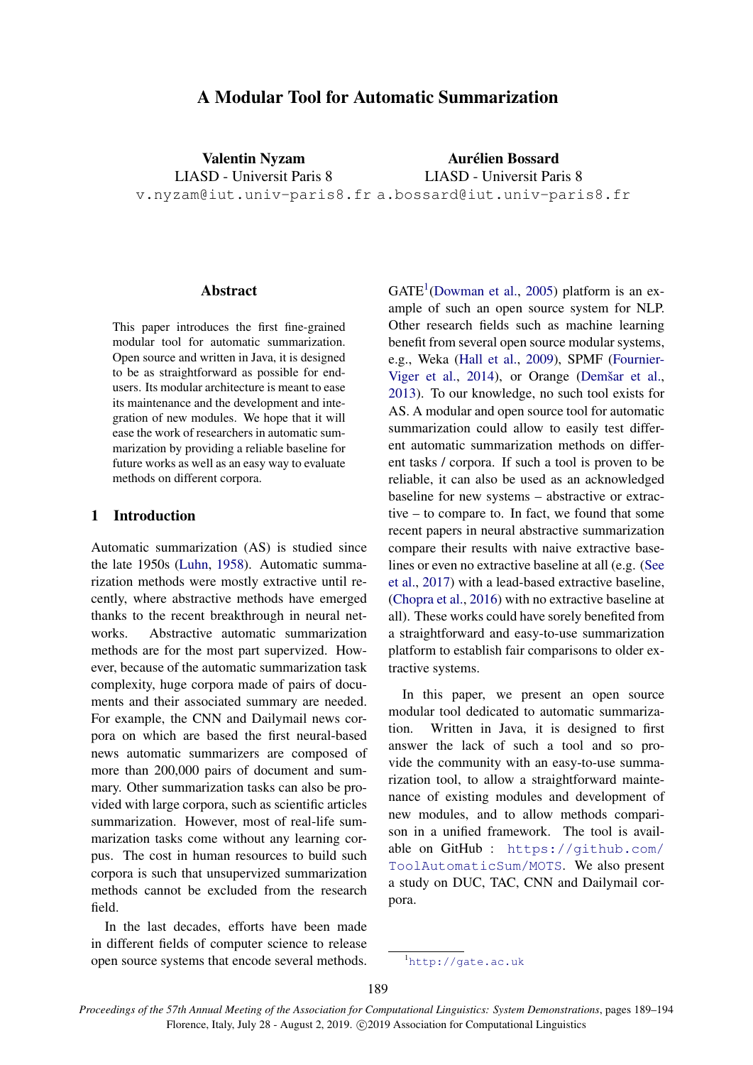# A Modular Tool for Automatic Summarization

**Valentin Nyzam**
LIASD - Universit Paris 8
v.nyzam@iut.univ-paris8.fr

**Aurélien Bossard**
LIASD - Universit Paris 8
a.bossard@iut.univ-paris8.fr

## Abstract

This paper introduces the first fine-grained modular tool for automatic summarization. Open source and written in Java, it is designed to be as straightforward as possible for end-users. Its modular architecture is meant to ease its maintenance and the development and integration of new modules. We hope that it will ease the work of researchers in automatic summarization by providing a reliable baseline for future works as well as an easy way to evaluate methods on different corpora.

## 1 Introduction

Automatic summarization (AS) is studied since the late 1950s (Luhn, 1958). Automatic summarization methods were mostly extractive until recently, where abstractive methods have emerged thanks to the recent breakthrough in neural networks. Abstractive automatic summarization methods are for the most part supervized. However, because of the automatic summarization task complexity, huge corpora made of pairs of documents and their associated summary are needed. For example, the CNN and Dailymail news corpora on which are based the first neural-based news automatic summarizers are composed of more than 200,000 pairs of document and summary. Other summarization tasks can also be provided with large corpora, such as scientific articles summarization. However, most of real-life summarization tasks come without any learning corpus. The cost in human resources to build such corpora is such that unsupervized summarization methods cannot be excluded from the research field.

In the last decades, efforts have been made in different fields of computer science to release open source systems that encode several methods. GATE[1](Dowman et al., 2005) platform is an example of such an open source system for NLP. Other research fields such as machine learning benefit from several open source modular systems, e.g., Weka (Hall et al., 2009), SPMF (Fournier-Viger et al., 2014), or Orange (Demšar et al., 2013). To our knowledge, no such tool exists for AS. A modular and open source tool for automatic summarization could allow to easily test different automatic summarization methods on different tasks / corpora. If such a tool is proven to be reliable, it can also be used as an acknowledged baseline for new systems – abstractive or extractive – to compare to. In fact, we found that some recent papers in neural abstractive summarization compare their results with naive extractive baselines or even no extractive baseline at all (e.g. (See et al., 2017) with a lead-based extractive baseline, (Chopra et al., 2016) with no extractive baseline at all). These works could have sorely benefited from a straightforward and easy-to-use summarization platform to establish fair comparisons to older extractive systems.

In this paper, we present an open source modular tool dedicated to automatic summarization. Written in Java, it is designed to first answer the lack of such a tool and so provide the community with an easy-to-use summarization tool, to allow a straightforward maintenance of existing modules and development of new modules, and to allow methods comparison in a unified framework. The tool is available on GitHub : https://github.com/ToolAutomaticSum/MOTS. We also present a study on DUC, TAC, CNN and Dailymail corpora.

[1] http://gate.ac.uk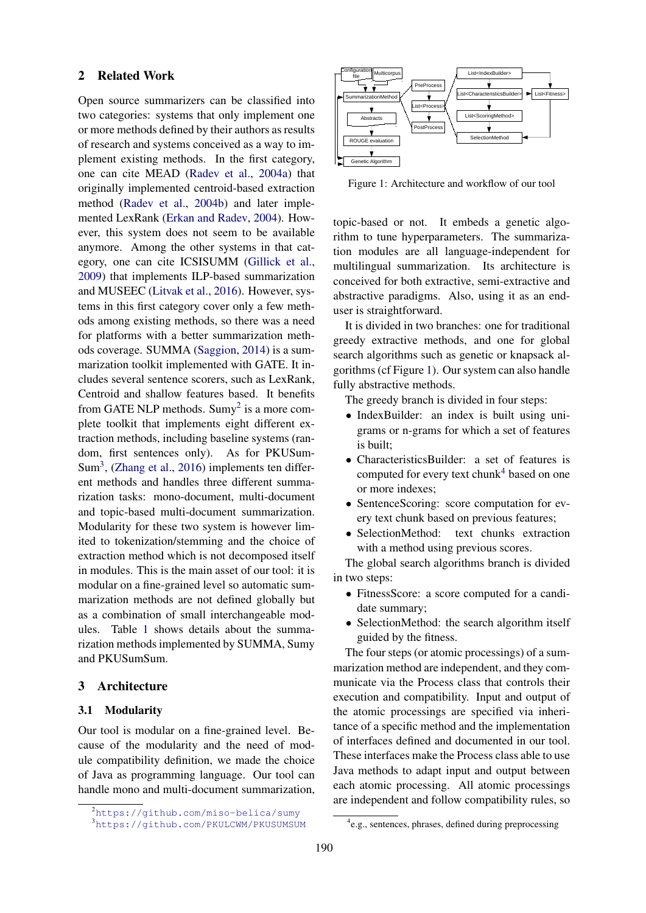## 2 Related Work

Open source summarizers can be classified into two categories: systems that only implement one or more methods defined by their authors as results of research and systems conceived as a way to implement existing methods. In the first category, one can cite MEAD (Radev et al., 2004a) that originally implemented centroid-based extraction method (Radev et al., 2004b) and later implemented LexRank (Erkan and Radev, 2004). However, this system does not seem to be available anymore. Among the other systems in that category, one can cite ICSISUMM (Gillick et al., 2009) that implements ILP-based summarization and MUSEEC (Litvak et al., 2016). However, systems in this first category cover only a few methods among existing methods, so there was a need for platforms with a better summarization methods coverage. SUMMA (Saggion, 2014) is a summarization toolkit implemented with GATE. It includes several sentence scorers, such as LexRank, Centroid and shallow features based. It benefits from GATE NLP methods. Sumy[2] is a more complete toolkit that implements eight different extraction methods, including baseline systems (random, first sentences only). As for PKUSumSum[3], (Zhang et al., 2016) implements ten different methods and handles three different summarization tasks: mono-document, multi-document and topic-based multi-document summarization. Modularity for these two system is however limited to tokenization/stemming and the choice of extraction method which is not decomposed itself in modules. This is the main asset of our tool: it is modular on a fine-grained level so automatic summarization methods are not defined globally but as a combination of small interchangeable modules. Table 1 shows details about the summarization methods implemented by SUMMA, Sumy and PKUSumSum.

## 3 Architecture

### 3.1 Modularity

Our tool is modular on a fine-grained level. Because of the modularity and the need of module compatibility definition, we made the choice of Java as programming language. Our tool can handle mono and multi-document summarization, topic-based or not. It embeds a genetic algorithm to tune hyperparameters. The summarization modules are all language-independent for multilingual summarization. Its architecture is conceived for both extractive, semi-extractive and abstractive paradigms. Also, using it as an end-user is straightforward.

Figure 1: Architecture and workflow of our tool

It is divided in two branches: one for traditional greedy extractive methods, and one for global search algorithms such as genetic or knapsack algorithms (cf Figure 1). Our system can also handle fully abstractive methods.

The greedy branch is divided in four steps:

- IndexBuilder: an index is built using unigrams or n-grams for which a set of features is built;
- CharacteristicsBuilder: a set of features is computed for every text chunk[4] based on one or more indexes;
- SentenceScoring: score computation for every text chunk based on previous features;
- SelectionMethod: text chunks extraction with a method using previous scores.

The global search algorithms branch is divided in two steps:

- FitnessScore: a score computed for a candidate summary;
- SelectionMethod: the search algorithm itself guided by the fitness.

The four steps (or atomic processings) of a summarization method are independent, and they communicate via the Process class that controls their execution and compatibility. Input and output of the atomic processings are specified via inheritance of a specific method and the implementation of interfaces defined and documented in our tool. These interfaces make the Process class able to use Java methods to adapt input and output between each atomic processing. All atomic processings are independent and follow compatibility rules, so

[2] https://github.com/miso-belica/sumy

[3] https://github.com/PKULCWM/PKUSUMSUM

[4] e.g., sentences, phrases, defined during preprocessing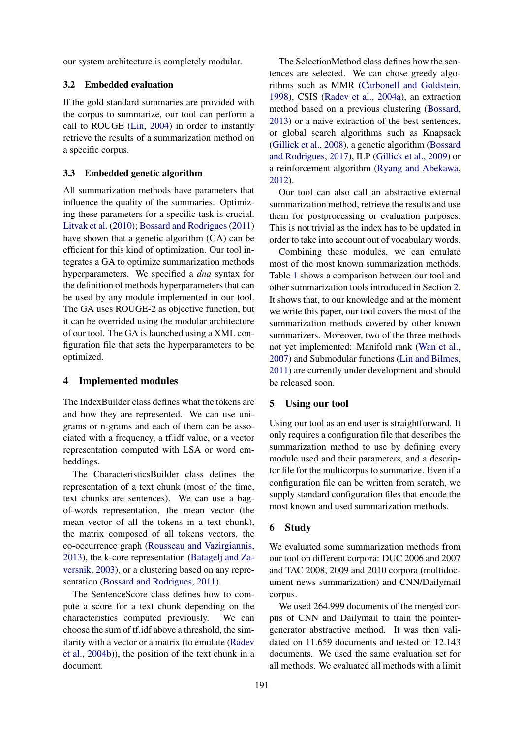our system architecture is completely modular.

### 3.2 Embedded evaluation

If the gold standard summaries are provided with the corpus to summarize, our tool can perform a call to ROUGE (Lin, 2004) in order to instantly retrieve the results of a summarization method on a specific corpus.

### 3.3 Embedded genetic algorithm

All summarization methods have parameters that influence the quality of the summaries. Optimizing these parameters for a specific task is crucial. Litvak et al. (2010); Bossard and Rodrigues (2011) have shown that a genetic algorithm (GA) can be efficient for this kind of optimization. Our tool integrates a GA to optimize summarization methods hyperparameters. We specified a *dna* syntax for the definition of methods hyperparameters that can be used by any module implemented in our tool. The GA uses ROUGE-2 as objective function, but it can be overrided using the modular architecture of our tool. The GA is launched using a XML configuration file that sets the hyperparameters to be optimized.

## 4 Implemented modules

The IndexBuilder class defines what the tokens are and how they are represented. We can use unigrams or n-grams and each of them can be associated with a frequency, a tf.idf value, or a vector representation computed with LSA or word embeddings.

The CharacteristicsBuilder class defines the representation of a text chunk (most of the time, text chunks are sentences). We can use a bag-of-words representation, the mean vector (the mean vector of all the tokens in a text chunk), the matrix composed of all tokens vectors, the co-occurrence graph (Rousseau and Vazirgiannis, 2013), the k-core representation (Batagelj and Zaversnik, 2003), or a clustering based on any representation (Bossard and Rodrigues, 2011).

The SentenceScore class defines how to compute a score for a text chunk depending on the characteristics computed previously. We can choose the sum of tf.idf above a threshold, the similarity with a vector or a matrix (to emulate (Radev et al., 2004b)), the position of the text chunk in a document.

The SelectionMethod class defines how the sentences are selected. We can chose greedy algorithms such as MMR (Carbonell and Goldstein, 1998), CSIS (Radev et al., 2004a), an extraction method based on a previous clustering (Bossard, 2013) or a naive extraction of the best sentences, or global search algorithms such as Knapsack (Gillick et al., 2008), a genetic algorithm (Bossard and Rodrigues, 2017), ILP (Gillick et al., 2009) or a reinforcement algorithm (Ryang and Abekawa, 2012).

Our tool can also call an abstractive external summarization method, retrieve the results and use them for postprocessing or evaluation purposes. This is not trivial as the index has to be updated in order to take into account out of vocabulary words.

Combining these modules, we can emulate most of the most known summarization methods. Table 1 shows a comparison between our tool and other summarization tools introduced in Section 2. It shows that, to our knowledge and at the moment we write this paper, our tool covers the most of the summarization methods covered by other known summarizers. Moreover, two of the three methods not yet implemented: Manifold rank (Wan et al., 2007) and Submodular functions (Lin and Bilmes, 2011) are currently under development and should be released soon.

## 5 Using our tool

Using our tool as an end user is straightforward. It only requires a configuration file that describes the summarization method to use by defining every module used and their parameters, and a descriptor file for the multicorpus to summarize. Even if a configuration file can be written from scratch, we supply standard configuration files that encode the most known and used summarization methods.

## 6 Study

We evaluated some summarization methods from our tool on different corpora: DUC 2006 and 2007 and TAC 2008, 2009 and 2010 corpora (multidocument news summarization) and CNN/Dailymail corpus.

We used 264.999 documents of the merged corpus of CNN and Dailymail to train the pointer-generator abstractive method. It was then validated on 11.659 documents and tested on 12.143 documents. We used the same evaluation set for all methods. We evaluated all methods with a limit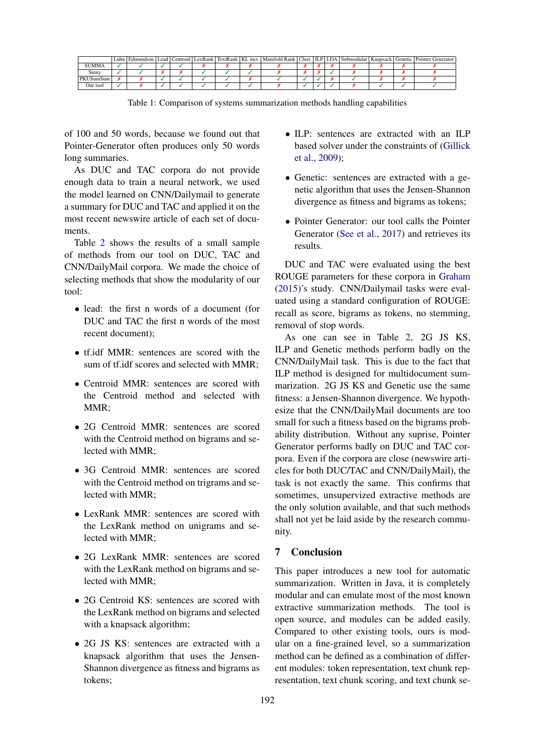| | Luhn | Edmundson | Lead | Centroid | LexRank | TextRank | KL incr. | Manifold Rank | Clust. | ILP | LDA | Submodular | Knapsack | Genetic | Pointer Generator |
|---|---|---|---|---|---|---|---|---|---|---|---|---|---|---|---|
| SUMMA | ✓ | ✓ | ✓ | ✓ | ✗ | ✗ | ✗ | ✗ | ✗ | ✗ | ✗ | ✗ | ✗ | ✗ | ✗ |
| Sumy | ✓ | ✓ | ✗ | ✗ | ✓ | ✓ | ✓ | ✗ | ✗ | ✗ | ✓ | ✗ | ✗ | ✗ | ✗ |
| PKUSumSum | ✗ | ✗ | ✓ | ✓ | ✓ | ✓ | ✗ | ✓ | ✓ | ✓ | ✗ | ✓ | ✗ | ✗ | ✗ |
| Our tool | ✓ | ✗ | ✓ | ✓ | ✓ | ✓ | ✓ | ✗ | ✓ | ✓ | ✓ | ✗ | ✓ | ✓ | ✓ |

Table 1: Comparison of systems summarization methods handling capabilities

of 100 and 50 words, because we found out that Pointer-Generator often produces only 50 words long summaries.

As DUC and TAC corpora do not provide enough data to train a neural network, we used the model learned on CNN/Dailymail to generate a summary for DUC and TAC and applied it on the most recent newswire article of each set of documents.

Table 2 shows the results of a small sample of methods from our tool on DUC, TAC and CNN/DailyMail corpora. We made the choice of selecting methods that show the modularity of our tool:

- lead: the first n words of a document (for DUC and TAC the first n words of the most recent document);
- tf.idf MMR: sentences are scored with the sum of tf.idf scores and selected with MMR;
- Centroid MMR: sentences are scored with the Centroid method and selected with MMR;
- 2G Centroid MMR: sentences are scored with the Centroid method on bigrams and selected with MMR;
- 3G Centroid MMR: sentences are scored with the Centroid method on trigrams and selected with MMR;
- LexRank MMR: sentences are scored with the LexRank method on unigrams and selected with MMR;
- 2G LexRank MMR: sentences are scored with the LexRank method on bigrams and selected with MMR;
- 2G Centroid KS: sentences are scored with the LexRank method on bigrams and selected with a knapsack algorithm;
- 2G JS KS: sentences are extracted with a knapsack algorithm that uses the Jensen-Shannon divergence as fitness and bigrams as tokens;
- ILP: sentences are extracted with an ILP based solver under the constraints of (Gillick et al., 2009);
- Genetic: sentences are extracted with a genetic algorithm that uses the Jensen-Shannon divergence as fitness and bigrams as tokens;
- Pointer Generator: our tool calls the Pointer Generator (See et al., 2017) and retrieves its results.

DUC and TAC were evaluated using the best ROUGE parameters for these corpora in Graham (2015)'s study. CNN/Dailymail tasks were evaluated using a standard configuration of ROUGE: recall as score, bigrams as tokens, no stemming, removal of stop words.

As one can see in Table 2, 2G JS KS, ILP and Genetic methods perform badly on the CNN/DailyMail task. This is due to the fact that ILP method is designed for multidocument summarization. 2G JS KS and Genetic use the same fitness: a Jensen-Shannon divergence. We hypothesize that the CNN/DailyMail documents are too small for such a fitness based on the bigrams probability distribution. Without any suprise, Pointer Generator performs badly on DUC and TAC corpora. Even if the corpora are close (newswire articles for both DUC/TAC and CNN/DailyMail), the task is not exactly the same. This confirms that sometimes, unsupervized extractive methods are the only solution available, and that such methods shall not yet be laid aside by the research community.

## 7 Conclusion

This paper introduces a new tool for automatic summarization. Written in Java, it is completely modular and can emulate most of the most known extractive summarization methods. The tool is open source, and modules can be added easily. Compared to other existing tools, ours is modular on a fine-grained level, so a summarization method can be defined as a combination of different modules: token representation, text chunk representation, text chunk scoring, and text chunk se-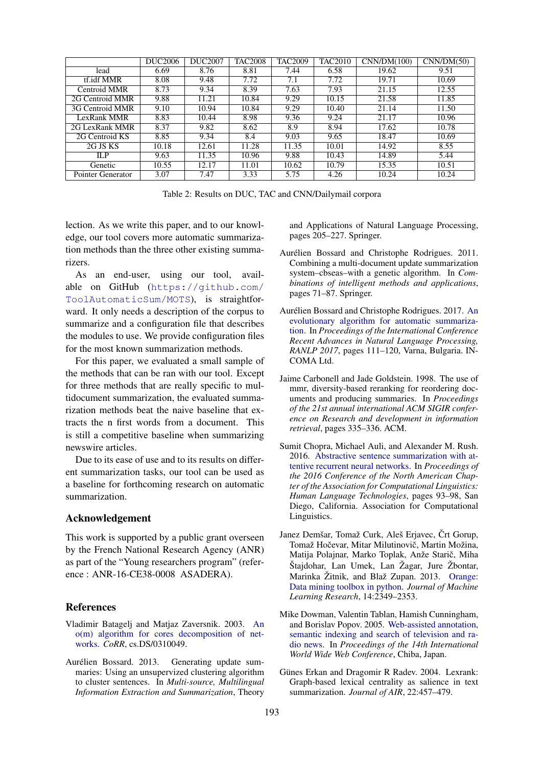|  | DUC2006 | DUC2007 | TAC2008 | TAC2009 | TAC2010 | CNN/DM(100) | CNN/DM(50) |
|---|---|---|---|---|---|---|---|
| lead | 6.69 | 8.76 | 8.81 | 7.44 | 6.58 | 19.62 | 9.51 |
| tf.idf MMR | 8.08 | 9.48 | 7.72 | 7.1 | 7.72 | 19.71 | 10.69 |
| Centroid MMR | 8.73 | 9.34 | 8.39 | 7.63 | 7.93 | 21.15 | 12.55 |
| 2G Centroid MMR | 9.88 | 11.21 | 10.84 | 9.29 | 10.15 | 21.58 | 11.85 |
| 3G Centroid MMR | 9.10 | 10.94 | 10.84 | 9.29 | 10.40 | 21.14 | 11.50 |
| LexRank MMR | 8.83 | 10.44 | 8.98 | 9.36 | 9.24 | 21.17 | 10.96 |
| 2G LexRank MMR | 8.37 | 9.82 | 8.62 | 8.9 | 8.94 | 17.62 | 10.78 |
| 2G Centroid KS | 8.85 | 9.34 | 8.4 | 9.03 | 9.65 | 18.47 | 10.69 |
| 2G JS KS | 10.18 | 12.61 | 11.28 | 11.35 | 10.01 | 14.92 | 8.55 |
| ILP | 9.63 | 11.35 | 10.96 | 9.88 | 10.43 | 14.89 | 5.44 |
| Genetic | 10.55 | 12.17 | 11.01 | 10.62 | 10.79 | 15.35 | 10.51 |
| Pointer Generator | 3.07 | 7.47 | 3.33 | 5.75 | 4.26 | 10.24 | 10.24 |

Table 2: Results on DUC, TAC and CNN/Dailymail corpora

lection. As we write this paper, and to our knowledge, our tool covers more automatic summarization methods than the three other existing summarizers.

As an end-user, using our tool, available on GitHub (https://github.com/ToolAutomaticSum/MOTS), is straightforward. It only needs a description of the corpus to summarize and a configuration file that describes the modules to use. We provide configuration files for the most known summarization methods.

For this paper, we evaluated a small sample of the methods that can be ran with our tool. Except for three methods that are really specific to multidocument summarization, the evaluated summarization methods beat the naive baseline that extracts the n first words from a document. This is still a competitive baseline when summarizing newswire articles.

Due to its ease of use and to its results on different summarization tasks, our tool can be used as a baseline for forthcoming research on automatic summarization.

## Acknowledgement

This work is supported by a public grant overseen by the French National Research Agency (ANR) as part of the "Young researchers program" (reference : ANR-16-CE38-0008 ASADERA).

## References

Vladimir Batagelj and Matjaz Zaversnik. 2003. An o(m) algorithm for cores decomposition of networks. *CoRR*, cs.DS/0310049.

Aurélien Bossard. 2013. Generating update summaries: Using an unsupervized clustering algorithm to cluster sentences. In *Multi-source, Multilingual Information Extraction and Summarization*, Theory and Applications of Natural Language Processing, pages 205–227. Springer.

Aurélien Bossard and Christophe Rodrigues. 2011. Combining a multi-document update summarization system–cbseas–with a genetic algorithm. In *Combinations of intelligent methods and applications*, pages 71–87. Springer.

Aurélien Bossard and Christophe Rodrigues. 2017. An evolutionary algorithm for automatic summarization. In *Proceedings of the International Conference Recent Advances in Natural Language Processing, RANLP 2017*, pages 111–120, Varna, Bulgaria. INCOMA Ltd.

Jaime Carbonell and Jade Goldstein. 1998. The use of mmr, diversity-based reranking for reordering documents and producing summaries. In *Proceedings of the 21st annual international ACM SIGIR conference on Research and development in information retrieval*, pages 335–336. ACM.

Sumit Chopra, Michael Auli, and Alexander M. Rush. 2016. Abstractive sentence summarization with attentive recurrent neural networks. In *Proceedings of the 2016 Conference of the North American Chapter of the Association for Computational Linguistics: Human Language Technologies*, pages 93–98, San Diego, California. Association for Computational Linguistics.

Janez Demšar, Tomaž Curk, Aleš Erjavec, Črt Gorup, Tomaž Hočevar, Mitar Milutinovič, Martin Možina, Matija Polajnar, Marko Toplak, Anže Starič, Miha Štajdohar, Lan Umek, Lan Žagar, Jure Žbontar, Marinka Žitnik, and Blaž Zupan. 2013. Orange: Data mining toolbox in python. *Journal of Machine Learning Research*, 14:2349–2353.

Mike Dowman, Valentin Tablan, Hamish Cunningham, and Borislav Popov. 2005. Web-assisted annotation, semantic indexing and search of television and radio news. In *Proceedings of the 14th International World Wide Web Conference*, Chiba, Japan.

Günes Erkan and Dragomir R Radev. 2004. Lexrank: Graph-based lexical centrality as salience in text summarization. *Journal of AIR*, 22:457–479.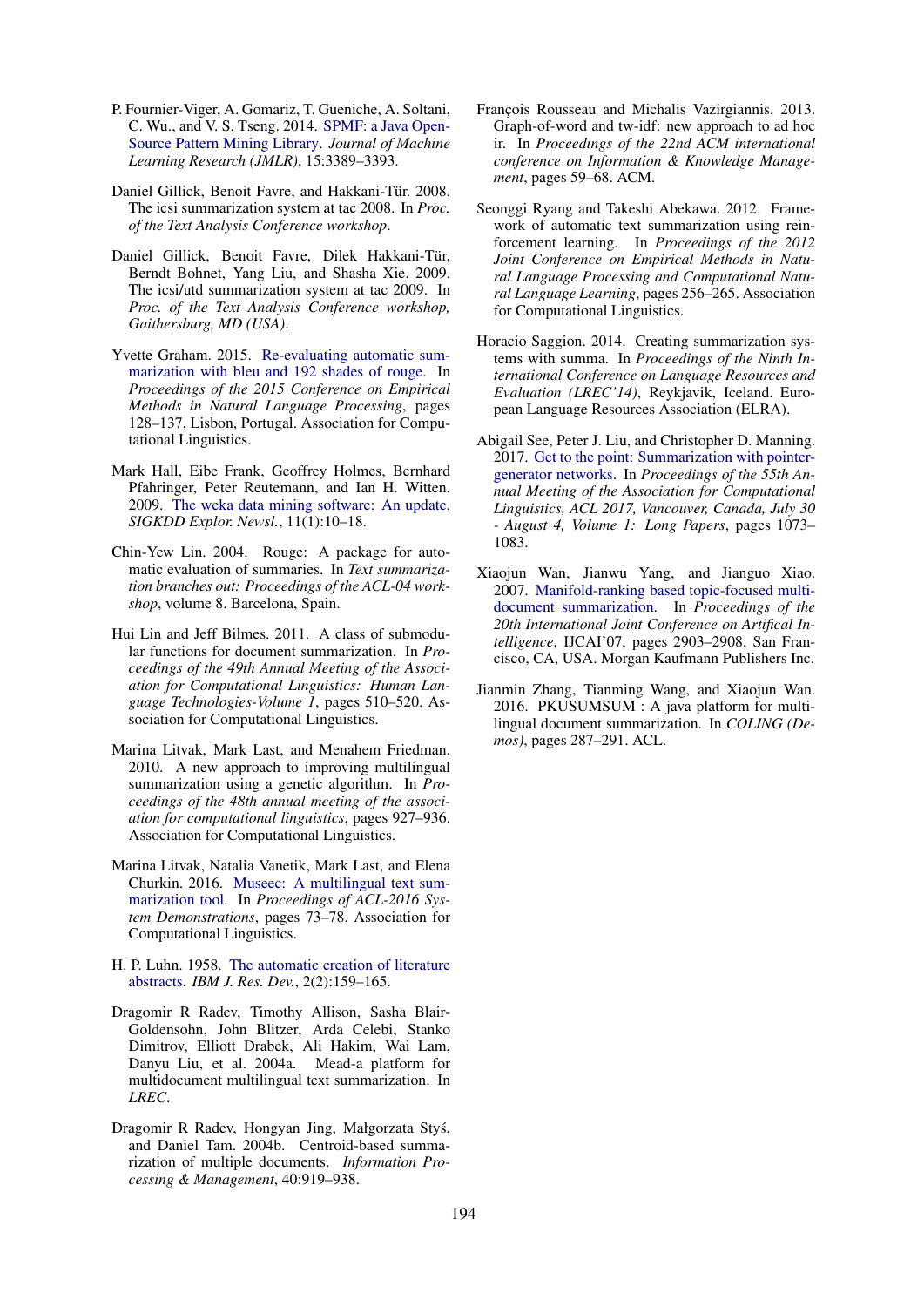P. Fournier-Viger, A. Gomariz, T. Gueniche, A. Soltani, C. Wu., and V. S. Tseng. 2014. SPMF: a Java Open-Source Pattern Mining Library. *Journal of Machine Learning Research (JMLR)*, 15:3389–3393.

Daniel Gillick, Benoit Favre, and Hakkani-Tür. 2008. The icsi summarization system at tac 2008. In *Proc. of the Text Analysis Conference workshop*.

Daniel Gillick, Benoit Favre, Dilek Hakkani-Tür, Berndt Bohnet, Yang Liu, and Shasha Xie. 2009. The icsi/utd summarization system at tac 2009. In *Proc. of the Text Analysis Conference workshop, Gaithersburg, MD (USA)*.

Yvette Graham. 2015. Re-evaluating automatic summarization with bleu and 192 shades of rouge. In *Proceedings of the 2015 Conference on Empirical Methods in Natural Language Processing*, pages 128–137, Lisbon, Portugal. Association for Computational Linguistics.

Mark Hall, Eibe Frank, Geoffrey Holmes, Bernhard Pfahringer, Peter Reutemann, and Ian H. Witten. 2009. The weka data mining software: An update. *SIGKDD Explor. Newsl.*, 11(1):10–18.

Chin-Yew Lin. 2004. Rouge: A package for automatic evaluation of summaries. In *Text summarization branches out: Proceedings of the ACL-04 workshop*, volume 8. Barcelona, Spain.

Hui Lin and Jeff Bilmes. 2011. A class of submodular functions for document summarization. In *Proceedings of the 49th Annual Meeting of the Association for Computational Linguistics: Human Language Technologies-Volume 1*, pages 510–520. Association for Computational Linguistics.

Marina Litvak, Mark Last, and Menahem Friedman. 2010. A new approach to improving multilingual summarization using a genetic algorithm. In *Proceedings of the 48th annual meeting of the association for computational linguistics*, pages 927–936. Association for Computational Linguistics.

Marina Litvak, Natalia Vanetik, Mark Last, and Elena Churkin. 2016. Museec: A multilingual text summarization tool. In *Proceedings of ACL-2016 System Demonstrations*, pages 73–78. Association for Computational Linguistics.

H. P. Luhn. 1958. The automatic creation of literature abstracts. *IBM J. Res. Dev.*, 2(2):159–165.

Dragomir R Radev, Timothy Allison, Sasha Blair-Goldensohn, John Blitzer, Arda Celebi, Stanko Dimitrov, Elliott Drabek, Ali Hakim, Wai Lam, Danyu Liu, et al. 2004a. Mead-a platform for multidocument multilingual text summarization. In *LREC*.

Dragomir R Radev, Hongyan Jing, Małgorzata Styś, and Daniel Tam. 2004b. Centroid-based summarization of multiple documents. *Information Processing & Management*, 40:919–938.

François Rousseau and Michalis Vazirgiannis. 2013. Graph-of-word and tw-idf: new approach to ad hoc ir. In *Proceedings of the 22nd ACM international conference on Information & Knowledge Management*, pages 59–68. ACM.

Seonggi Ryang and Takeshi Abekawa. 2012. Framework of automatic text summarization using reinforcement learning. In *Proceedings of the 2012 Joint Conference on Empirical Methods in Natural Language Processing and Computational Natural Language Learning*, pages 256–265. Association for Computational Linguistics.

Horacio Saggion. 2014. Creating summarization systems with summa. In *Proceedings of the Ninth International Conference on Language Resources and Evaluation (LREC'14)*, Reykjavik, Iceland. European Language Resources Association (ELRA).

Abigail See, Peter J. Liu, and Christopher D. Manning. 2017. Get to the point: Summarization with pointer-generator networks. In *Proceedings of the 55th Annual Meeting of the Association for Computational Linguistics, ACL 2017, Vancouver, Canada, July 30 - August 4, Volume 1: Long Papers*, pages 1073–1083.

Xiaojun Wan, Jianwu Yang, and Jianguo Xiao. 2007. Manifold-ranking based topic-focused multi-document summarization. In *Proceedings of the 20th International Joint Conference on Artifical Intelligence*, IJCAI'07, pages 2903–2908, San Francisco, CA, USA. Morgan Kaufmann Publishers Inc.

Jianmin Zhang, Tianming Wang, and Xiaojun Wan. 2016. PKUSUMSUM : A java platform for multilingual document summarization. In *COLING (Demos)*, pages 287–291. ACL.